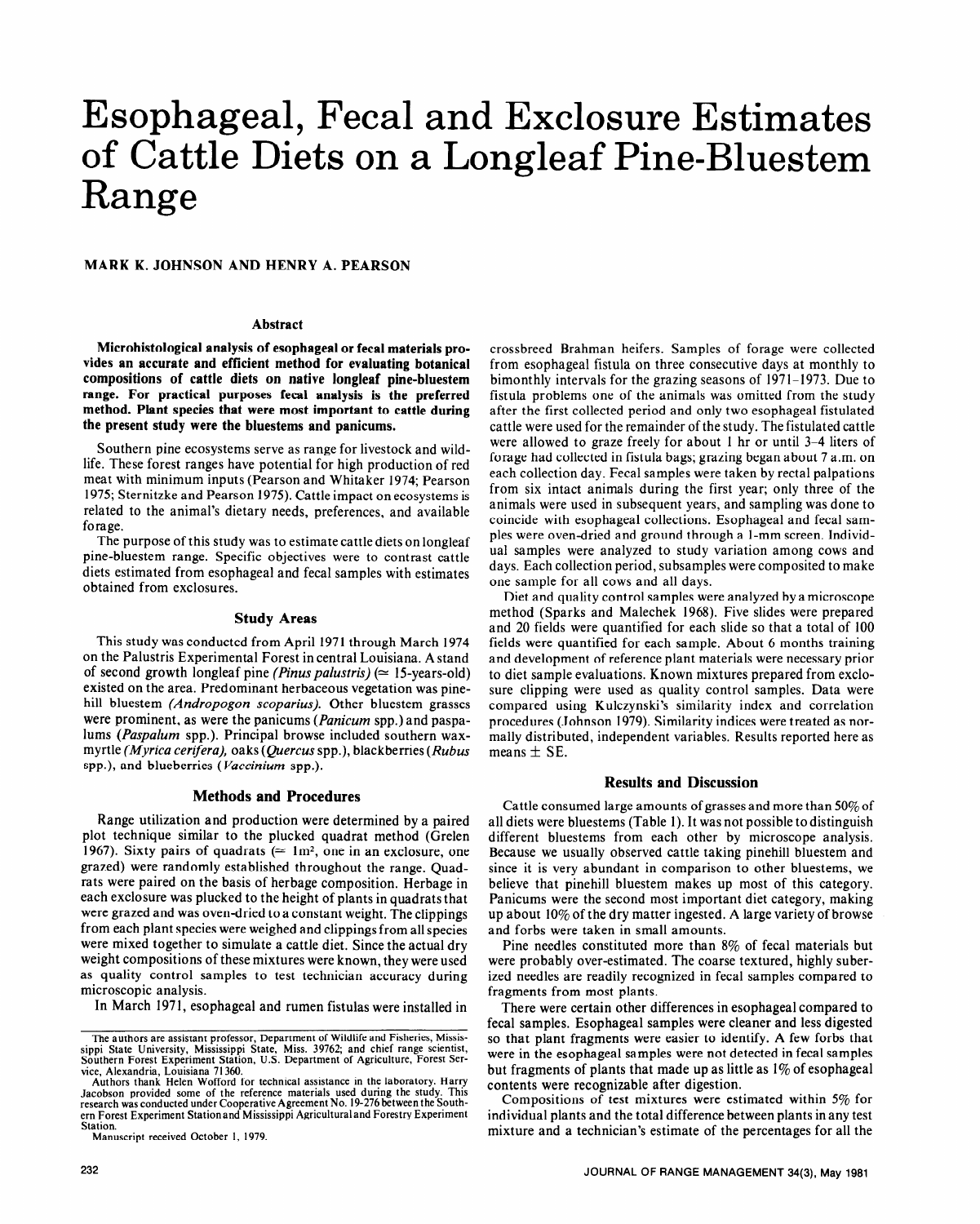# Esophageal, Fecal and Exclosure Estimates of Cattle Diets on a Longleaf Pine-Bluestem Range

**MARK K. JOHNSON AND HENRY A. PEARSON**

## Abstract

**Microhistological analysis of esophageal or fecal materials provides an accurate and efficient method for evaluating botanical compositions of cattle diets on native longleaf pine-bluestem range. For practical purposes fecal analysis is the preferred method. Plant species that were most important to cattle during the present study were the bluestems and panicums.**

Southern pine ecosystems serve as range for livestock and wildlife. These forest ranges have potential for high production of red meat with minimum inputs (Pearson and Whitaker 1974; Pearson 1975; Sternitzke and Pearson 1975). Cattle impact on ecosystems is related to the animal's dietary needs, preferences, and available forage.

The purpose of this study was to estimate cattle diets on longleaf pine-bluestem range. Specific objectives were to contrast cattle diets estimated from esophageal and fecal samples with estimates obtained from exclosures.

## Study Areas

This study was conducted from April 1971 through March 1974 on the Palustris Experimental Forest in central Louisiana. A stand of second growth longleaf pine *(Pinus palustris)* ($\simeq$ 15-years-old) existed on the area. Predominant herbaceous vegetation was pinehill bluestem *(Andropogon scoparius)*. Other bluestem grasses were prominent, as were the panicums (*Panicum* spp.) and paspalums (*Paspalum* spp.). Principal browse included southern waxmyrtle *(Myrica cerifera)*, oaks (*Quercus* spp.), blackberries (*Rubus* spp.), and blueberries (*Vaccinium* spp.).

## Methods and Procedures

Range utilization and production were determined by a paired plot technique similar to the plucked quadrat method (Grelen 1967). Sixty pairs of quadrats ($\simeq$ 1m$^2$, one in an exclosure, one grazed) were randomly established throughout the range. Quadrats were paired on the basis of herbage composition. Herbage in each exclosure was plucked to the height of plants in quadrats that were grazed and was oven-dried to a constant weight. The clippings from each plant species were weighed and clippings from all species were mixed together to simulate a cattle diet. Since the actual dry weight compositions of these mixtures were known, they were used as quality control samples to test technician accuracy during microscopic analysis.

In March 1971, esophageal and rumen fistulas were installed in crossbreed Brahman heifers. Samples of forage were collected from esophageal fistula on three consecutive days at monthly to bimonthly intervals for the grazing seasons of 1971–1973. Due to fistula problems one of the animals was omitted from the study after the first collected period and only two esophageal fistulated cattle were used for the remainder of the study. The fistulated cattle were allowed to graze freely for about 1 hr or until 3–4 liters of forage had collected in fistula bags; grazing began about 7 a.m. on each collection day. Fecal samples were taken by rectal palpations from six intact animals during the first year; only three of the animals were used in subsequent years, and sampling was done to coincide with esophageal collections. Esophageal and fecal samples were oven-dried and ground through a 1-mm screen. Individual samples were analyzed to study variation among cows and days. Each collection period, subsamples were composited to make one sample for all cows and all days.

Diet and quality control samples were analyzed by a microscope method (Sparks and Malechek 1968). Five slides were prepared and 20 fields were quantified for each slide so that a total of 100 fields were quantified for each sample. About 6 months training and development of reference plant materials were necessary prior to diet sample evaluations. Known mixtures prepared from exclosure clipping were used as quality control samples. Data were compared using Kulczynski's similarity index and correlation procedures (Johnson 1979). Similarity indices were treated as normally distributed, independent variables. Results reported here as means ± SE.

## Results and Discussion

Cattle consumed large amounts of grasses and more than 50% of all diets were bluestems (Table 1). It was not possible to distinguish different bluestems from each other by microscope analysis. Because we usually observed cattle taking pinehill bluestem and since it is very abundant in comparison to other bluestems, we believe that pinehill bluestem makes up most of this category. Panicums were the second most important diet category, making up about 10% of the dry matter ingested. A large variety of browse and forbs were taken in small amounts.

Pine needles constituted more than 8% of fecal materials but were probably over-estimated. The coarse textured, highly suberized needles are readily recognized in fecal samples compared to fragments from most plants.

There were certain other differences in esophageal compared to fecal samples. Esophageal samples were cleaner and less digested so that plant fragments were easier to identify. A few forbs that were in the esophageal samples were not detected in fecal samples but fragments of plants that made up as little as 1% of esophageal contents were recognizable after digestion.

Compositions of test mixtures were estimated within 5% for individual plants and the total difference between plants in any test mixture and a technician's estimate of the percentages for all the

---

The authors are assistant professor, Department of Wildlife and Fisheries, Mississippi State University, Mississippi State, Miss. 39762; and chief range scientist, Southern Forest Experiment Station, U.S. Department of Agriculture, Forest Service, Alexandria, Louisiana 71360.

Authors thank Helen Wofford for technical assistance in the laboratory. Harry Jacobson provided some of the reference materials used during the study. This research was conducted under Cooperative Agreement No. 19-276 between the Southern Forest Experiment Station and Mississippi Agricultural and Forestry Experiment Station.

Manuscript received October 1, 1979.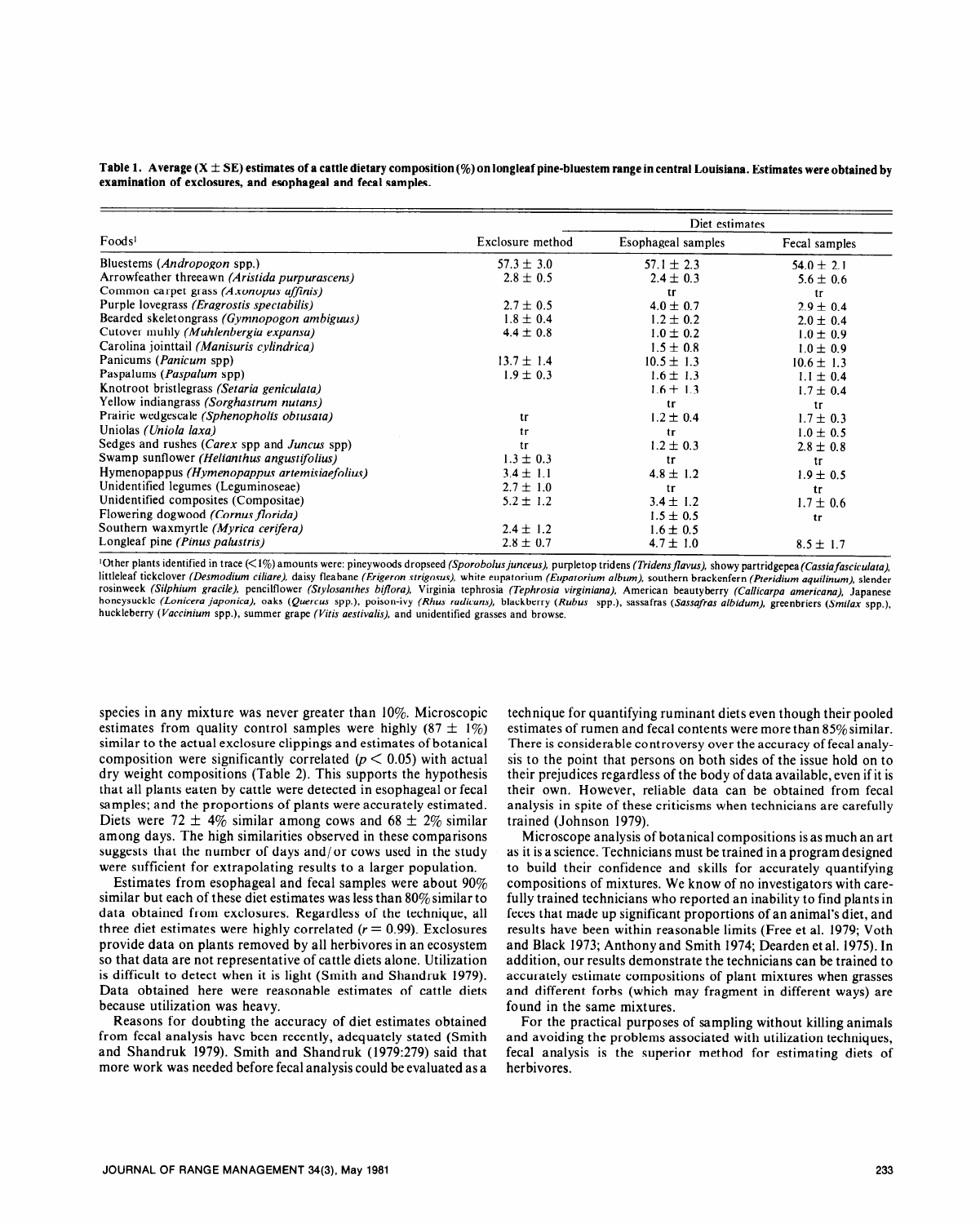**Table 1. Average (X ± SE) estimates of a cattle dietary composition (%) on longleaf pine-bluestem range in central Louisiana. Estimates were obtained by examination of exclosures, and esophageal and fecal samples.**

| Foods[1] | Exclosure method | Diet estimates | |
|---|---|---|---|
| | | Esophageal samples | Fecal samples |
| Bluestems (*Andropogon* spp.) | 57.3 ± 3.0 | 57.1 ± 2.3 | 54.0 ± 2.1 |
| Arrowfeather threeawn (*Aristida purpurascens*) | 2.8 ± 0.5 | 2.4 ± 0.3 | 5.6 ± 0.6 |
| Common carpet grass (*Axonopus affinis*) | | tr | tr |
| Purple lovegrass (*Eragrostis spectabilis*) | 2.7 ± 0.5 | 4.0 ± 0.7 | 2.9 ± 0.4 |
| Bearded skeletongrass (*Gymnopogon ambiguus*) | 1.8 ± 0.4 | 1.2 ± 0.2 | 2.0 ± 0.4 |
| Cutover muhly (*Muhlenbergia expansa*) | 4.4 ± 0.8 | 1.0 ± 0.2 | 1.0 ± 0.9 |
| Carolina jointtail (*Manisuris cylindrica*) | | 1.5 ± 0.8 | 1.0 ± 0.9 |
| Panicums (*Panicum* spp) | 13.7 ± 1.4 | 10.5 ± 1.3 | 10.6 ± 1.3 |
| Paspalums (*Paspalum* spp) | 1.9 ± 0.3 | 1.6 ± 1.3 | 1.1 ± 0.4 |
| Knotroot bristlegrass (*Setaria geniculata*) | | 1.6 ± 1.3 | 1.7 ± 0.4 |
| Yellow indiangrass (*Sorghastrum nutans*) | | tr | tr |
| Prairie wedgescale (*Sphenopholis obtusata*) | tr | 1.2 ± 0.4 | 1.7 ± 0.3 |
| Uniolas (*Uniola laxa*) | tr | tr | 1.0 ± 0.5 |
| Sedges and rushes (*Carex* spp and *Juncus* spp) | tr | 1.2 ± 0.3 | 2.8 ± 0.8 |
| Swamp sunflower (*Helianthus angustifolius*) | 1.3 ± 0.3 | tr | tr |
| Hymenopappus (*Hymenopappus artemisiaefolius*) | 3.4 ± 1.1 | 4.8 ± 1.2 | 1.9 ± 0.5 |
| Unidentified legumes (Leguminoseae) | 2.7 ± 1.0 | tr | tr |
| Unidentified composites (Compositae) | 5.2 ± 1.2 | 3.4 ± 1.2 | 1.7 ± 0.6 |
| Flowering dogwood (*Cornus florida*) | | 1.5 ± 0.5 | tr |
| Southern waxmyrtle (*Myrica cerifera*) | 2.4 ± 1.2 | 1.6 ± 0.5 | |
| Longleaf pine (*Pinus palustris*) | 2.8 ± 0.7 | 4.7 ± 1.0 | 8.5 ± 1.7 |

[1]Other plants identified in trace (<1%) amounts were: pineywoods dropseed (*Sporobolus junceus*), purpletop tridens (*Tridens flavus*), showy partridgepea (*Cassia fasciculata*), littleleaf tickclover (*Desmodium ciliare*), daisy fleabane (*Erigeron strigosus*), white eupatorium (*Eupatorium album*), southern brackenfern (*Pteridium aquilinum*), slender rosinweek (*Silphium gracile*), pencilflower (*Stylosanthes biflora*), Virginia tephrosia (*Tephrosia virginiana*), American beautyberry (*Callicarpa americana*), Japanese honeysuckle (*Lonicera japonica*), oaks (*Quercus* spp.), poison-ivy (*Rhus radicans*), blackberry (*Rubus* spp.), sassafras (*Sassafras albidum*), greenbriers (*Smilax* spp.), huckleberry (*Vaccinium* spp.), summer grape (*Vitis aestivalis*), and unidentified grasses and browse.

species in any mixture was never greater than 10%. Microscopic estimates from quality control samples were highly (87 ± 1%) similar to the actual exclosure clippings and estimates of botanical composition were significantly correlated ($p < 0.05$) with actual dry weight compositions (Table 2). This supports the hypothesis that all plants eaten by cattle were detected in esophageal or fecal samples; and the proportions of plants were accurately estimated. Diets were 72 ± 4% similar among cows and 68 ± 2% similar among days. The high similarities observed in these comparisons suggests that the number of days and/or cows used in the study were sufficient for extrapolating results to a larger population.

Estimates from esophageal and fecal samples were about 90% similar but each of these diet estimates was less than 80% similar to data obtained from exclosures. Regardless of the technique, all three diet estimates were highly correlated ($r = 0.99$). Exclosures provide data on plants removed by all herbivores in an ecosystem so that data are not representative of cattle diets alone. Utilization is difficult to detect when it is light (Smith and Shandruk 1979). Data obtained here were reasonable estimates of cattle diets because utilization was heavy.

Reasons for doubting the accuracy of diet estimates obtained from fecal analysis have been recently, adequately stated (Smith and Shandruk 1979). Smith and Shandruk (1979:279) said that more work was needed before fecal analysis could be evaluated as a technique for quantifying ruminant diets even though their pooled estimates of rumen and fecal contents were more than 85% similar. There is considerable controversy over the accuracy of fecal analysis to the point that persons on both sides of the issue hold on to their prejudices regardless of the body of data available, even if it is their own. However, reliable data can be obtained from fecal analysis in spite of these criticisms when technicians are carefully trained (Johnson 1979).

Microscope analysis of botanical compositions is as much an art as it is a science. Technicians must be trained in a program designed to build their confidence and skills for accurately quantifying compositions of mixtures. We know of no investigators with carefully trained technicians who reported an inability to find plants in feces that made up significant proportions of an animal's diet, and results have been within reasonable limits (Free et al. 1979; Voth and Black 1973; Anthony and Smith 1974; Dearden et al. 1975). In addition, our results demonstrate the technicians can be trained to accurately estimate compositions of plant mixtures when grasses and different forbs (which may fragment in different ways) are found in the same mixtures.

For the practical purposes of sampling without killing animals and avoiding the problems associated with utilization techniques, fecal analysis is the superior method for estimating diets of herbivores.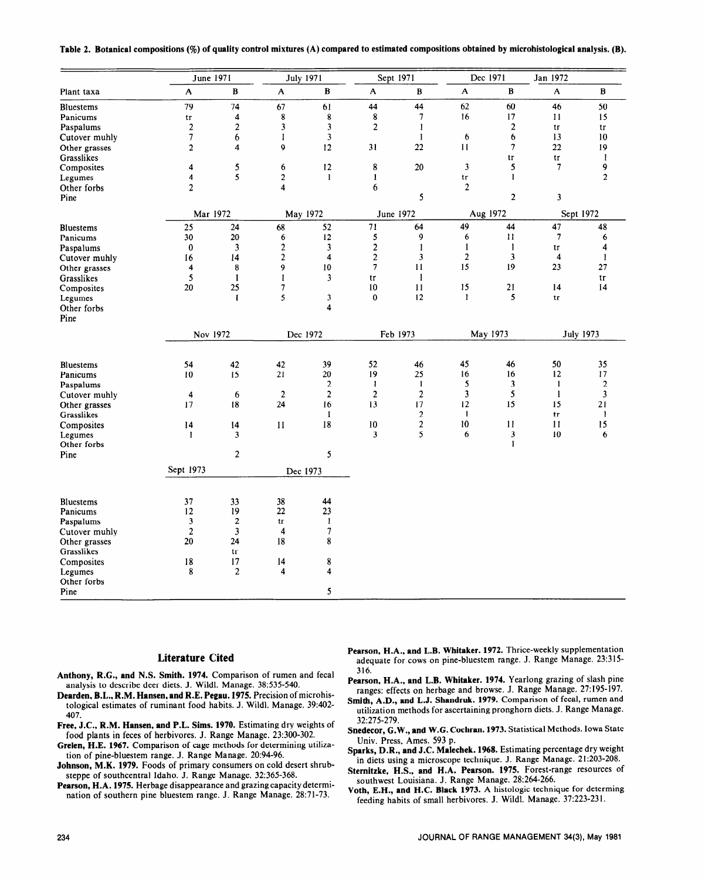**Table 2. Botanical compositions (%) of quality control mixtures (A) compared to estimated compositions obtained by microhistological analysis. (B).**

| Plant taxa | June 1971 | | July 1971 | | Sept 1971 | | Dec 1971 | | Jan 1972 | |
|---|---|---|---|---|---|---|---|---|---|---|
| | A | B | A | B | A | B | A | B | A | B |
| Bluestems | 79 | 74 | 67 | 61 | 44 | 44 | 62 | 60 | 46 | 50 |
| Panicums | tr | 4 | 8 | 8 | 8 | 7 | 16 | 17 | 11 | 15 |
| Paspalums | 2 | 2 | 3 | 3 | 2 | 1 | | 2 | tr | tr |
| Cutover muhly | 7 | 6 | 1 | 3 | | 1 | 6 | 6 | 13 | 10 |
| Other grasses | 2 | 4 | 9 | 12 | 31 | 22 | 11 | 7 | 22 | 19 |
| Grasslikes | | | | | | | | tr | tr | 1 |
| Composites | 4 | 5 | 6 | 12 | 8 | 20 | 3 | 5 | 7 | 9 |
| Legumes | 4 | 5 | 2 | 1 | 1 | | tr | 1 | | 2 |
| Other forbs | 2 | | 4 | | 6 | | 2 | | | |
| Pine | | | | | | 5 | | 2 | 3 | |
| | Mar 1972 | | May 1972 | | June 1972 | | Aug 1972 | | Sept 1972 | |
| Bluestems | 25 | 24 | 68 | 52 | 71 | 64 | 49 | 44 | 47 | 48 |
| Panicums | 30 | 20 | 6 | 12 | 5 | 9 | 6 | 11 | 7 | 6 |
| Paspalums | 0 | 3 | 2 | 3 | 2 | 1 | 1 | 1 | tr | 4 |
| Cutover muhly | 16 | 14 | 2 | 4 | 2 | 3 | 2 | 3 | 4 | 1 |
| Other grasses | 4 | 8 | 9 | 10 | 7 | 11 | 15 | 19 | 23 | 27 |
| Grasslikes | 5 | 1 | 1 | 3 | tr | 1 | | | | tr |
| Composites | 20 | 25 | 7 | | 10 | 11 | 15 | 21 | 14 | 14 |
| Legumes | | 1 | 5 | 3 | 0 | 12 | 1 | 5 | tr | |
| Other forbs | | | | 4 | | | | | | |
| Pine | | | | | | | | | | |
| | Nov 1972 | | Dec 1972 | | Feb 1973 | | May 1973 | | July 1973 | |
| Bluestems | 54 | 42 | 42 | 39 | 52 | 46 | 45 | 46 | 50 | 35 |
| Panicums | 10 | 15 | 21 | 20 | 19 | 25 | 16 | 16 | 12 | 17 |
| Paspalums | | | | 2 | 1 | 1 | 5 | 3 | 1 | 2 |
| Cutover muhly | 4 | 6 | 2 | 2 | 2 | 2 | 3 | 5 | 1 | 3 |
| Other grasses | 17 | 18 | 24 | 16 | 13 | 17 | 12 | 15 | 15 | 21 |
| Grasslikes | | | | 1 | | 2 | 1 | | tr | 1 |
| Composites | 14 | 14 | 11 | 18 | 10 | 2 | 10 | 11 | 11 | 15 |
| Legumes | 1 | 3 | | | 3 | 5 | 6 | 3 | 10 | 6 |
| Other forbs | | | | | | | | 1 | | |
| Pine | | 2 | | 5 | | | | | | |
| | Sept 1973 | | Dec 1973 | | | | | | | |
| Bluestems | 37 | 33 | 38 | 44 | | | | | | |
| Panicums | 12 | 19 | 22 | 23 | | | | | | |
| Paspalums | 3 | 2 | tr | 1 | | | | | | |
| Cutover muhly | 2 | 3 | 4 | 7 | | | | | | |
| Other grasses | 20 | 24 | 18 | 8 | | | | | | |
| Grasslikes | | tr | | | | | | | | |
| Composites | 18 | 17 | 14 | 8 | | | | | | |
| Legumes | 8 | 2 | 4 | 4 | | | | | | |
| Other forbs | | | | | | | | | | |
| Pine | | | | 5 | | | | | | |

## Literature Cited

**Anthony, R.G., and N.S. Smith. 1974.** Comparison of rumen and fecal analysis to describe deer diets. J. Wildl. Manage. 38:535-540.

**Dearden, B.L., R.M. Hansen, and R.E. Pegau. 1975.** Precision of microhistological estimates of ruminant food habits. J. Wildl. Manage. 39:402-407.

**Free, J.C., R.M. Hansen, and P.L. Sims. 1970.** Estimating dry weights of food plants in feces of herbivores. J. Range Manage. 23:300-302.

**Grelen, H.E. 1967.** Comparison of cage methods for determining utilization of pine-bluestem range. J. Range Manage. 20:94-96.

**Johnson, M.K. 1979.** Foods of primary consumers on cold desert shrub-steppe of southcentral Idaho. J. Range Manage. 32:365-368.

**Pearson, H.A. 1975.** Herbage disappearance and grazing capacity determination of southern pine bluestem range. J. Range Manage. 28:71-73.

**Pearson, H.A., and L.B. Whitaker. 1972.** Thrice-weekly supplementation adequate for cows on pine-bluestem range. J. Range Manage. 23:315-316.

**Pearson, H.A., and L.B. Whitaker. 1974.** Yearlong grazing of slash pine ranges: effects on herbage and browse. J. Range Manage. 27:195-197.

**Smith, A.D., and L.J. Shandruk. 1979.** Comparison of fecal, rumen and utilization methods for ascertaining pronghorn diets. J. Range Manage. 32:275-279.

**Snedecor, G.W., and W.G. Cochran. 1973.** Statistical Methods. Iowa State Univ. Press, Ames. 593 p.

**Sparks, D.R., and J.C. Malechek. 1968.** Estimating percentage dry weight in diets using a microscope technique. J. Range Manage. 21:203-208.

**Sternitzke, H.S., and H.A. Pearson. 1975.** Forest-range resources of southwest Louisiana. J. Range Manage. 28:264-266.

**Voth, E.H., and H.C. Black 1973.** A histologic technique for determing feeding habits of small herbivores. J. Wildl. Manage. 37:223-231.